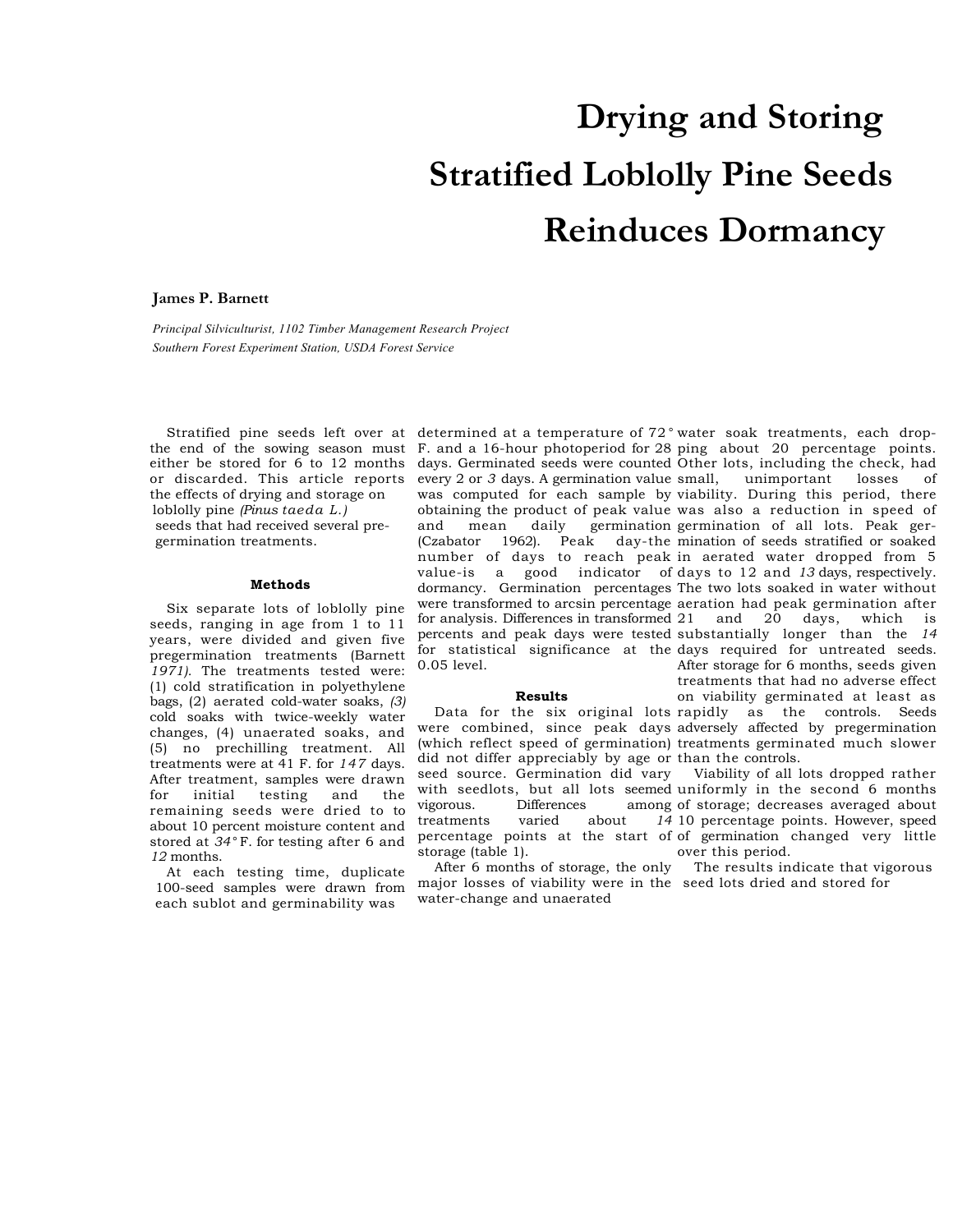# Drying and Storing Stratified Loblolly Pine Seeds Reinduces Dormancy

**James P. Barnett**

*Principal Silviculturist, 1102 Timber Management Research Project*
*Southern Forest Experiment Station, USDA Forest Service*

Stratified pine seeds left over at the end of the sowing season must either be stored for 6 to 12 months or discarded. This article reports the effects of drying and storage on loblolly pine *(Pinus taeda L.)* seeds that had received several pregermination treatments.

### Methods

Six separate lots of loblolly pine seeds, ranging in age from 1 to 11 years, were divided and given five pregermination treatments (Barnett *1971).* The treatments tested were: (1) cold stratification in polyethylene bags, (2) aerated cold-water soaks, *(3)* cold soaks with twice-weekly water changes, (4) unaerated soaks, and (5) no prechilling treatment. All treatments were at 41 F. for *147* days. After treatment, samples were drawn for initial testing and the remaining seeds were dried to to about 10 percent moisture content and stored at *34°* F. for testing after 6 and *12* months.

At each testing time, duplicate 100-seed samples were drawn from each sublot and germinability was determined at a temperature of 72° F. and a 16-hour photoperiod for 28 days. Germinated seeds were counted every 2 or *3* days. A germination value was computed for each sample by obtaining the product of peak value and mean daily germination (Czabator 1962). Peak day-the number of days to reach peak value-is a good indicator of dormancy. Germination percentages were transformed to arcsin percentage for analysis. Differences in transformed percents and peak days were tested for statistical significance at the 0.05 level.

### Results

Data for the six original lots were combined, since peak days (which reflect speed of germination) did not differ appreciably by age or seed source. Germination did vary with seedlots, but all lots seemed vigorous. Differences among treatments varied about *14* percentage points at the start of storage (table 1).

After 6 months of storage, the only major losses of viability were in the water-change and unaerated water soak treatments, each dropping about 20 percentage points. Other lots, including the check, had small, unimportant losses of viability. During this period, there was also a reduction in speed of germination of all lots. Peak germination of seeds stratified or soaked in aerated water dropped from 5 days to 12 and *13* days, respectively. The two lots soaked in water without aeration had peak germination after 21 and 20 days, which is substantially longer than the *14* days required for untreated seeds. After storage for 6 months, seeds given treatments that had no adverse effect on viability germinated at least as rapidly as the controls. Seeds adversely affected by pregermination treatments germinated much slower than the controls.

Viability of all lots dropped rather uniformly in the second 6 months of storage; decreases averaged about 10 percentage points. However, speed of germination changed very little over this period.

The results indicate that vigorous seed lots dried and stored for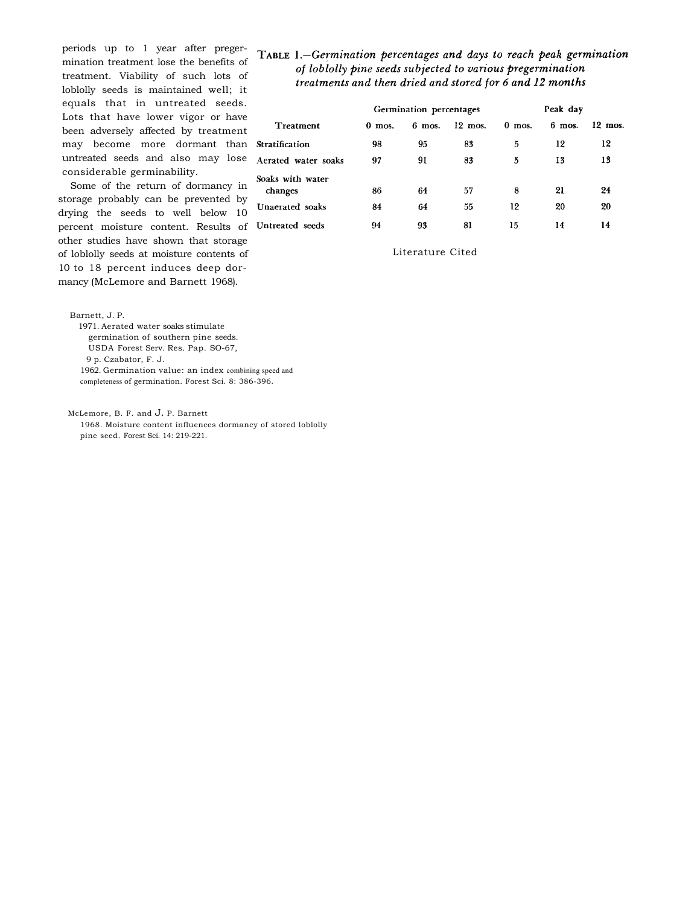periods up to 1 year after pregermination treatment lose the benefits of treatment. Viability of such lots of loblolly seeds is maintained well; it equals that in untreated seeds. Lots that have lower vigor or have been adversely affected by treatment may become more dormant than untreated seeds and also may lose considerable germinability.

Some of the return of dormancy in storage probably can be prevented by drying the seeds to well below 10 percent moisture content. Results of other studies have shown that storage of loblolly seeds at moisture contents of 10 to 18 percent induces deep dormancy (McLemore and Barnett 1968).

TABLE 1.—*Germination percentages and days to reach peak germination of loblolly pine seeds subjected to various pregermination treatments and then dried and stored for 6 and 12 months*

| | Germination percentages | | | Peak day | | |
|---|---|---|---|---|---|---|
| Treatment | 0 mos. | 6 mos. | 12 mos. | 0 mos. | 6 mos. | 12 mos. |
| Stratification | 98 | 95 | 83 | 5 | 12 | 12 |
| Aerated water soaks | 97 | 91 | 83 | 5 | 13 | 13 |
| Soaks with water changes | 86 | 64 | 57 | 8 | 21 | 24 |
| Unaerated soaks | 84 | 64 | 55 | 12 | 20 | 20 |
| Untreated seeds | 94 | 93 | 81 | 15 | 14 | 14 |

## Literature Cited

Barnett, J. P.
1971. Aerated water soaks stimulate germination of southern pine seeds. USDA Forest Serv. Res. Pap. SO-67, 9 p.

Czabator, F. J.
1962. Germination value: an index combining speed and completeness of germination. Forest Sci. 8: 386-396.

McLemore, B. F. and J. P. Barnett
1968. Moisture content influences dormancy of stored loblolly pine seed. Forest Sci. 14: 219-221.